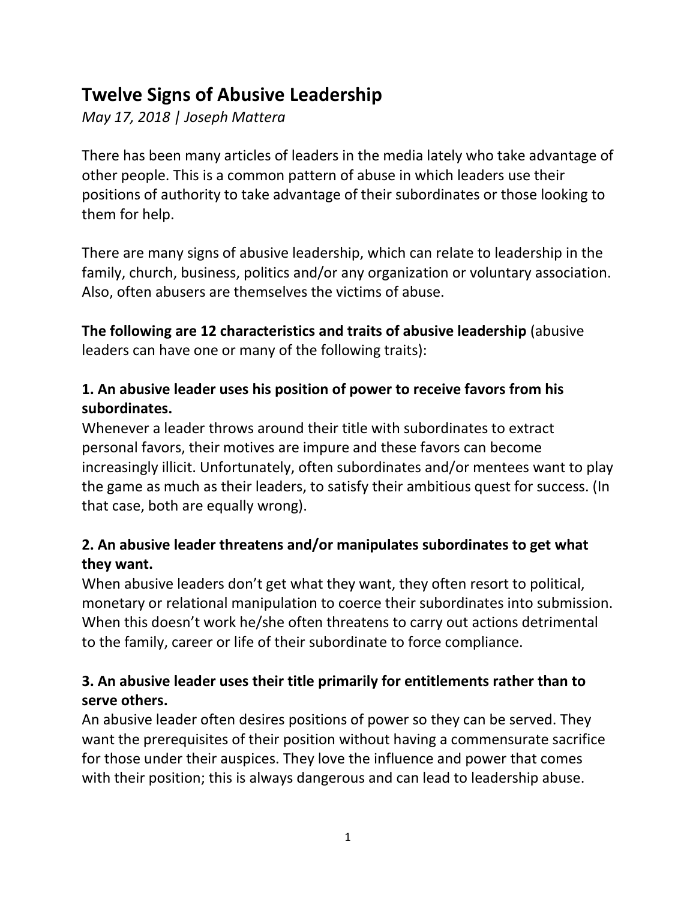# Twelve Signs of Abusive Leadership

*May 17, 2018 | Joseph Mattera*

There has been many articles of leaders in the media lately who take advantage of other people. This is a common pattern of abuse in which leaders use their positions of authority to take advantage of their subordinates or those looking to them for help.

There are many signs of abusive leadership, which can relate to leadership in the family, church, business, politics and/or any organization or voluntary association. Also, often abusers are themselves the victims of abuse.

**The following are 12 characteristics and traits of abusive leadership** (abusive leaders can have one or many of the following traits):

### 1. An abusive leader uses his position of power to receive favors from his subordinates.

Whenever a leader throws around their title with subordinates to extract personal favors, their motives are impure and these favors can become increasingly illicit. Unfortunately, often subordinates and/or mentees want to play the game as much as their leaders, to satisfy their ambitious quest for success. (In that case, both are equally wrong).

### 2. An abusive leader threatens and/or manipulates subordinates to get what they want.

When abusive leaders don't get what they want, they often resort to political, monetary or relational manipulation to coerce their subordinates into submission. When this doesn't work he/she often threatens to carry out actions detrimental to the family, career or life of their subordinate to force compliance.

### 3. An abusive leader uses their title primarily for entitlements rather than to serve others.

An abusive leader often desires positions of power so they can be served. They want the prerequisites of their position without having a commensurate sacrifice for those under their auspices. They love the influence and power that comes with their position; this is always dangerous and can lead to leadership abuse.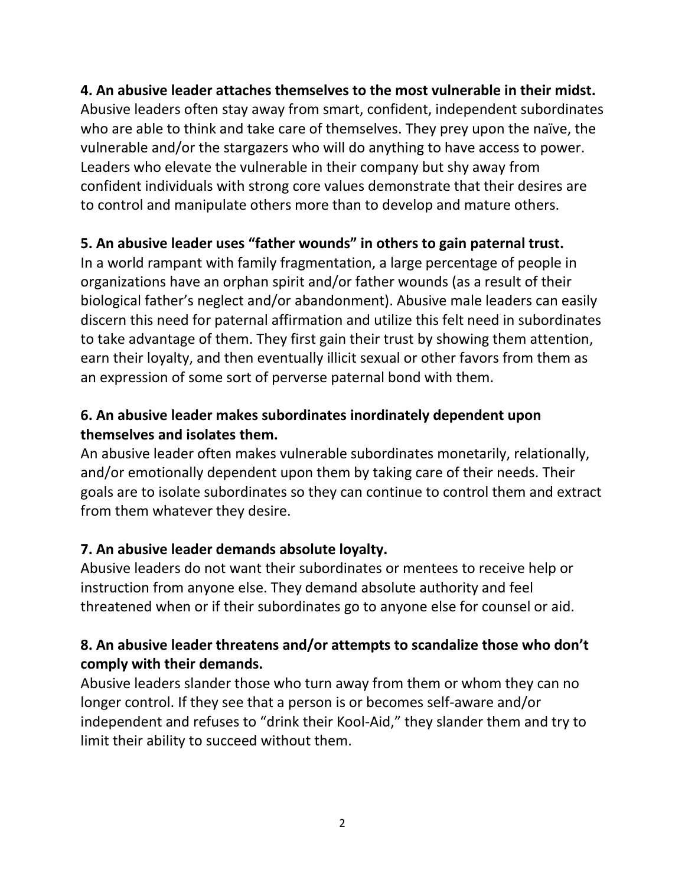**4. An abusive leader attaches themselves to the most vulnerable in their midst.**
Abusive leaders often stay away from smart, confident, independent subordinates who are able to think and take care of themselves. They prey upon the naïve, the vulnerable and/or the stargazers who will do anything to have access to power. Leaders who elevate the vulnerable in their company but shy away from confident individuals with strong core values demonstrate that their desires are to control and manipulate others more than to develop and mature others.

**5. An abusive leader uses "father wounds" in others to gain paternal trust.**
In a world rampant with family fragmentation, a large percentage of people in organizations have an orphan spirit and/or father wounds (as a result of their biological father's neglect and/or abandonment). Abusive male leaders can easily discern this need for paternal affirmation and utilize this felt need in subordinates to take advantage of them. They first gain their trust by showing them attention, earn their loyalty, and then eventually illicit sexual or other favors from them as an expression of some sort of perverse paternal bond with them.

**6. An abusive leader makes subordinates inordinately dependent upon themselves and isolates them.**
An abusive leader often makes vulnerable subordinates monetarily, relationally, and/or emotionally dependent upon them by taking care of their needs. Their goals are to isolate subordinates so they can continue to control them and extract from them whatever they desire.

**7. An abusive leader demands absolute loyalty.**
Abusive leaders do not want their subordinates or mentees to receive help or instruction from anyone else. They demand absolute authority and feel threatened when or if their subordinates go to anyone else for counsel or aid.

**8. An abusive leader threatens and/or attempts to scandalize those who don't comply with their demands.**
Abusive leaders slander those who turn away from them or whom they can no longer control. If they see that a person is or becomes self-aware and/or independent and refuses to "drink their Kool-Aid," they slander them and try to limit their ability to succeed without them.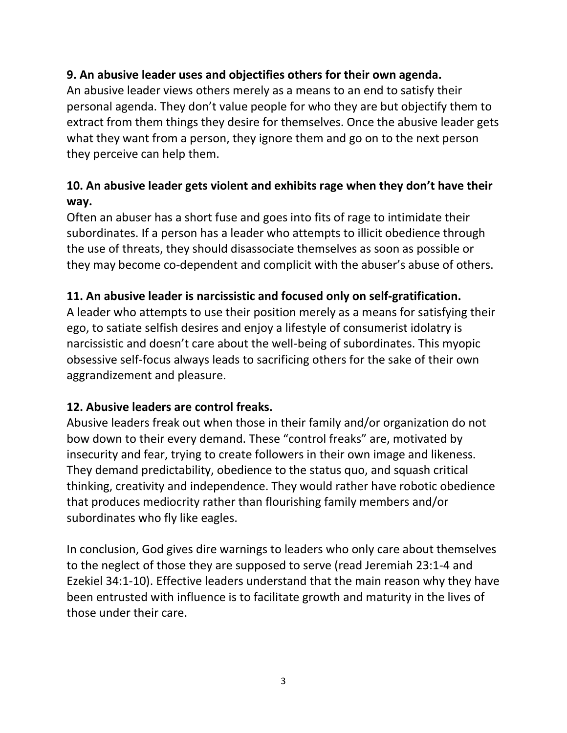**9. An abusive leader uses and objectifies others for their own agenda.**
An abusive leader views others merely as a means to an end to satisfy their personal agenda. They don't value people for who they are but objectify them to extract from them things they desire for themselves. Once the abusive leader gets what they want from a person, they ignore them and go on to the next person they perceive can help them.

**10. An abusive leader gets violent and exhibits rage when they don't have their way.**
Often an abuser has a short fuse and goes into fits of rage to intimidate their subordinates. If a person has a leader who attempts to illicit obedience through the use of threats, they should disassociate themselves as soon as possible or they may become co-dependent and complicit with the abuser's abuse of others.

**11. An abusive leader is narcissistic and focused only on self-gratification.**
A leader who attempts to use their position merely as a means for satisfying their ego, to satiate selfish desires and enjoy a lifestyle of consumerist idolatry is narcissistic and doesn't care about the well-being of subordinates. This myopic obsessive self-focus always leads to sacrificing others for the sake of their own aggrandizement and pleasure.

**12. Abusive leaders are control freaks.**
Abusive leaders freak out when those in their family and/or organization do not bow down to their every demand. These "control freaks" are, motivated by insecurity and fear, trying to create followers in their own image and likeness. They demand predictability, obedience to the status quo, and squash critical thinking, creativity and independence. They would rather have robotic obedience that produces mediocrity rather than flourishing family members and/or subordinates who fly like eagles.

In conclusion, God gives dire warnings to leaders who only care about themselves to the neglect of those they are supposed to serve (read Jeremiah 23:1-4 and Ezekiel 34:1-10). Effective leaders understand that the main reason why they have been entrusted with influence is to facilitate growth and maturity in the lives of those under their care.